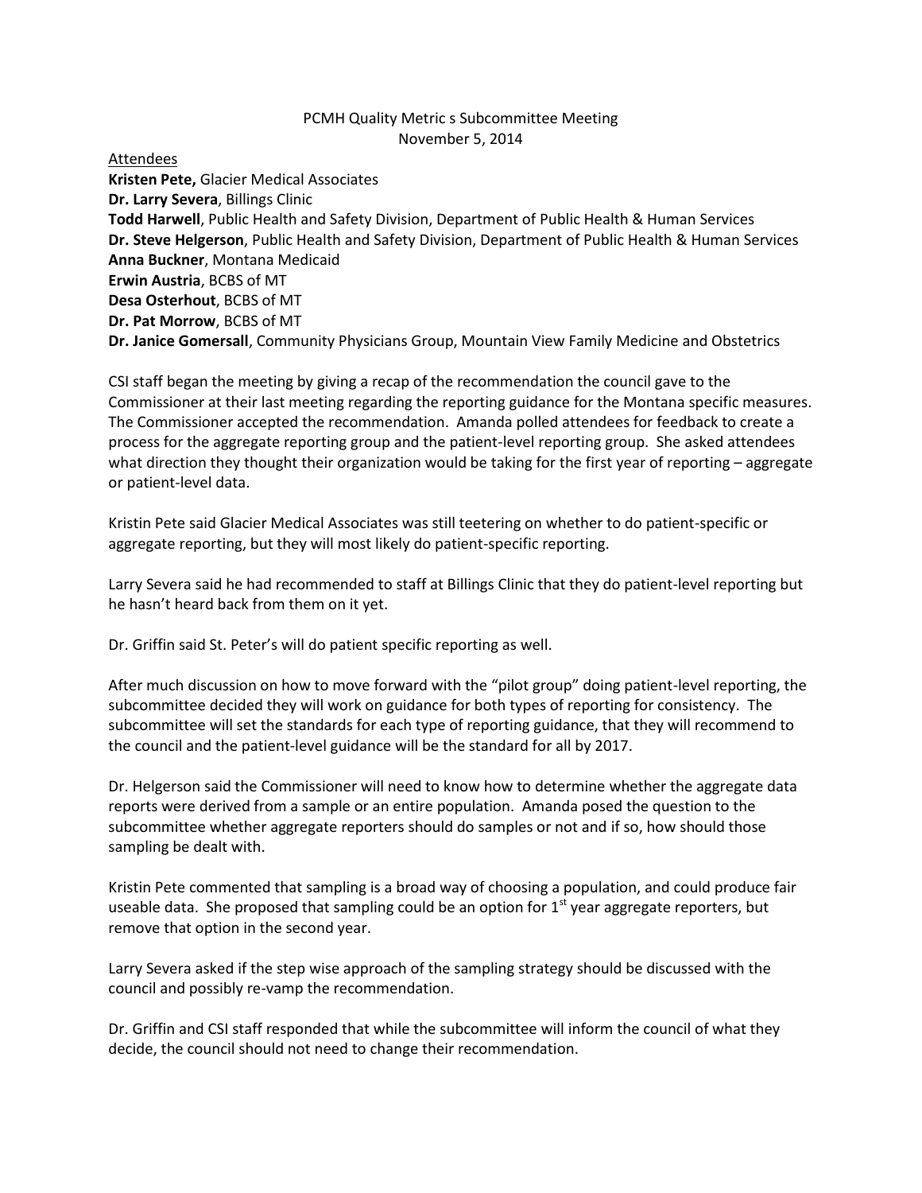PCMH Quality Metric s Subcommittee Meeting
November 5, 2014

Attendees

**Kristen Pete,** Glacier Medical Associates
**Dr. Larry Severa**, Billings Clinic
**Todd Harwell**, Public Health and Safety Division, Department of Public Health & Human Services
**Dr. Steve Helgerson**, Public Health and Safety Division, Department of Public Health & Human Services
**Anna Buckner**, Montana Medicaid
**Erwin Austria**, BCBS of MT
**Desa Osterhout**, BCBS of MT
**Dr. Pat Morrow**, BCBS of MT
**Dr. Janice Gomersall**, Community Physicians Group, Mountain View Family Medicine and Obstetrics

CSI staff began the meeting by giving a recap of the recommendation the council gave to the Commissioner at their last meeting regarding the reporting guidance for the Montana specific measures. The Commissioner accepted the recommendation. Amanda polled attendees for feedback to create a process for the aggregate reporting group and the patient-level reporting group. She asked attendees what direction they thought their organization would be taking for the first year of reporting – aggregate or patient-level data.

Kristin Pete said Glacier Medical Associates was still teetering on whether to do patient-specific or aggregate reporting, but they will most likely do patient-specific reporting.

Larry Severa said he had recommended to staff at Billings Clinic that they do patient-level reporting but he hasn't heard back from them on it yet.

Dr. Griffin said St. Peter's will do patient specific reporting as well.

After much discussion on how to move forward with the "pilot group" doing patient-level reporting, the subcommittee decided they will work on guidance for both types of reporting for consistency. The subcommittee will set the standards for each type of reporting guidance, that they will recommend to the council and the patient-level guidance will be the standard for all by 2017.

Dr. Helgerson said the Commissioner will need to know how to determine whether the aggregate data reports were derived from a sample or an entire population. Amanda posed the question to the subcommittee whether aggregate reporters should do samples or not and if so, how should those sampling be dealt with.

Kristin Pete commented that sampling is a broad way of choosing a population, and could produce fair useable data. She proposed that sampling could be an option for 1st year aggregate reporters, but remove that option in the second year.

Larry Severa asked if the step wise approach of the sampling strategy should be discussed with the council and possibly re-vamp the recommendation.

Dr. Griffin and CSI staff responded that while the subcommittee will inform the council of what they decide, the council should not need to change their recommendation.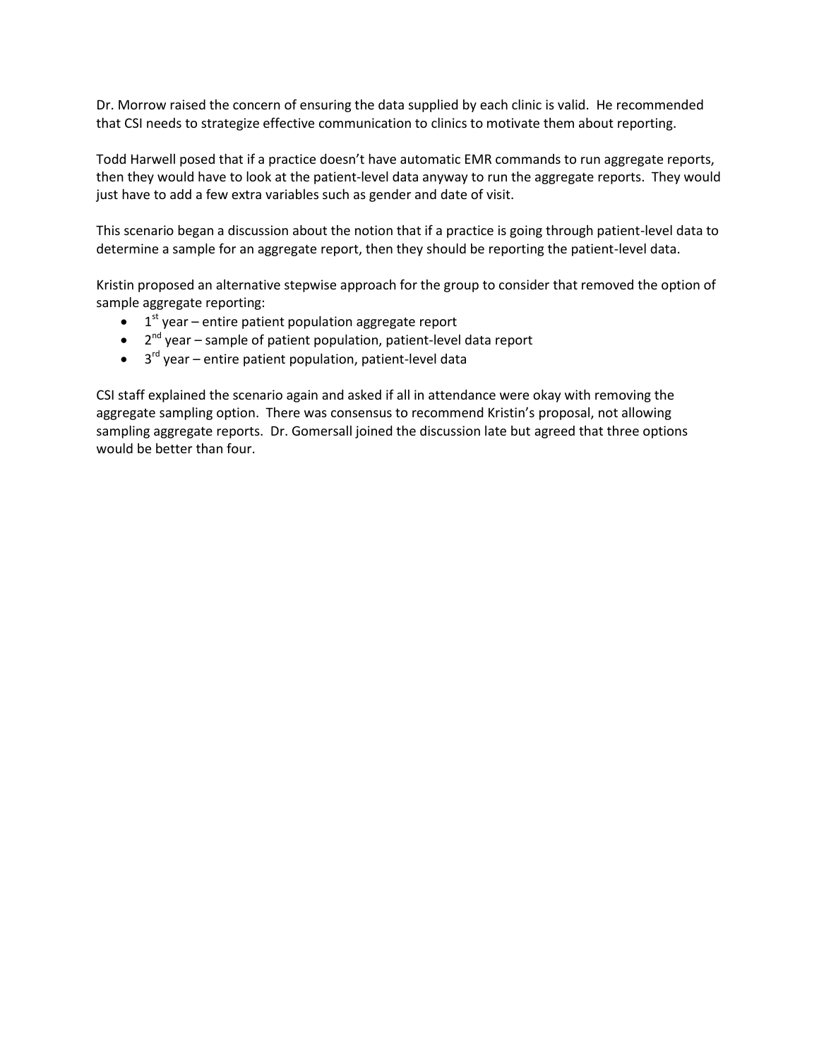Dr. Morrow raised the concern of ensuring the data supplied by each clinic is valid. He recommended that CSI needs to strategize effective communication to clinics to motivate them about reporting.

Todd Harwell posed that if a practice doesn't have automatic EMR commands to run aggregate reports, then they would have to look at the patient-level data anyway to run the aggregate reports. They would just have to add a few extra variables such as gender and date of visit.

This scenario began a discussion about the notion that if a practice is going through patient-level data to determine a sample for an aggregate report, then they should be reporting the patient-level data.

Kristin proposed an alternative stepwise approach for the group to consider that removed the option of sample aggregate reporting:

- 1st year – entire patient population aggregate report
- 2nd year – sample of patient population, patient-level data report
- 3rd year – entire patient population, patient-level data

CSI staff explained the scenario again and asked if all in attendance were okay with removing the aggregate sampling option. There was consensus to recommend Kristin's proposal, not allowing sampling aggregate reports. Dr. Gomersall joined the discussion late but agreed that three options would be better than four.